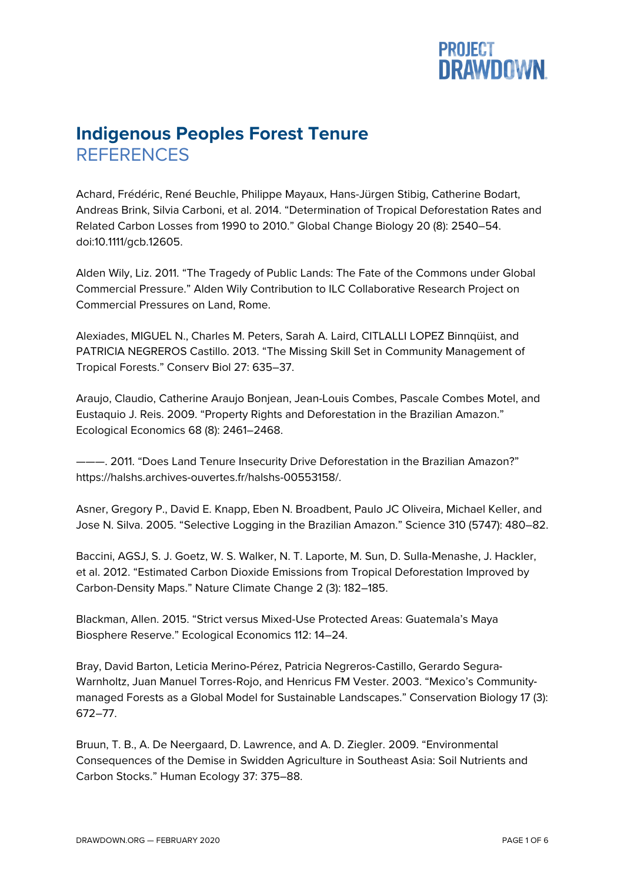# Indigenous Peoples Forest Tenure

## REFERENCES

Achard, Frédéric, René Beuchle, Philippe Mayaux, Hans-Jürgen Stibig, Catherine Bodart, Andreas Brink, Silvia Carboni, et al. 2014. "Determination of Tropical Deforestation Rates and Related Carbon Losses from 1990 to 2010." Global Change Biology 20 (8): 2540–54. doi:10.1111/gcb.12605.

Alden Wily, Liz. 2011. "The Tragedy of Public Lands: The Fate of the Commons under Global Commercial Pressure." Alden Wily Contribution to ILC Collaborative Research Project on Commercial Pressures on Land, Rome.

Alexiades, MIGUEL N., Charles M. Peters, Sarah A. Laird, CITLALLI LOPEZ Binnqüist, and PATRICIA NEGREROS Castillo. 2013. "The Missing Skill Set in Community Management of Tropical Forests." Conserv Biol 27: 635–37.

Araujo, Claudio, Catherine Araujo Bonjean, Jean-Louis Combes, Pascale Combes Motel, and Eustaquio J. Reis. 2009. "Property Rights and Deforestation in the Brazilian Amazon." Ecological Economics 68 (8): 2461–2468.

———. 2011. "Does Land Tenure Insecurity Drive Deforestation in the Brazilian Amazon?" https://halshs.archives-ouvertes.fr/halshs-00553158/.

Asner, Gregory P., David E. Knapp, Eben N. Broadbent, Paulo JC Oliveira, Michael Keller, and Jose N. Silva. 2005. "Selective Logging in the Brazilian Amazon." Science 310 (5747): 480–82.

Baccini, AGSJ, S. J. Goetz, W. S. Walker, N. T. Laporte, M. Sun, D. Sulla-Menashe, J. Hackler, et al. 2012. "Estimated Carbon Dioxide Emissions from Tropical Deforestation Improved by Carbon-Density Maps." Nature Climate Change 2 (3): 182–185.

Blackman, Allen. 2015. "Strict versus Mixed-Use Protected Areas: Guatemala's Maya Biosphere Reserve." Ecological Economics 112: 14–24.

Bray, David Barton, Leticia Merino-Pérez, Patricia Negreros-Castillo, Gerardo Segura-Warnholtz, Juan Manuel Torres-Rojo, and Henricus FM Vester. 2003. "Mexico's Community-managed Forests as a Global Model for Sustainable Landscapes." Conservation Biology 17 (3): 672–77.

Bruun, T. B., A. De Neergaard, D. Lawrence, and A. D. Ziegler. 2009. "Environmental Consequences of the Demise in Swidden Agriculture in Southeast Asia: Soil Nutrients and Carbon Stocks." Human Ecology 37: 375–88.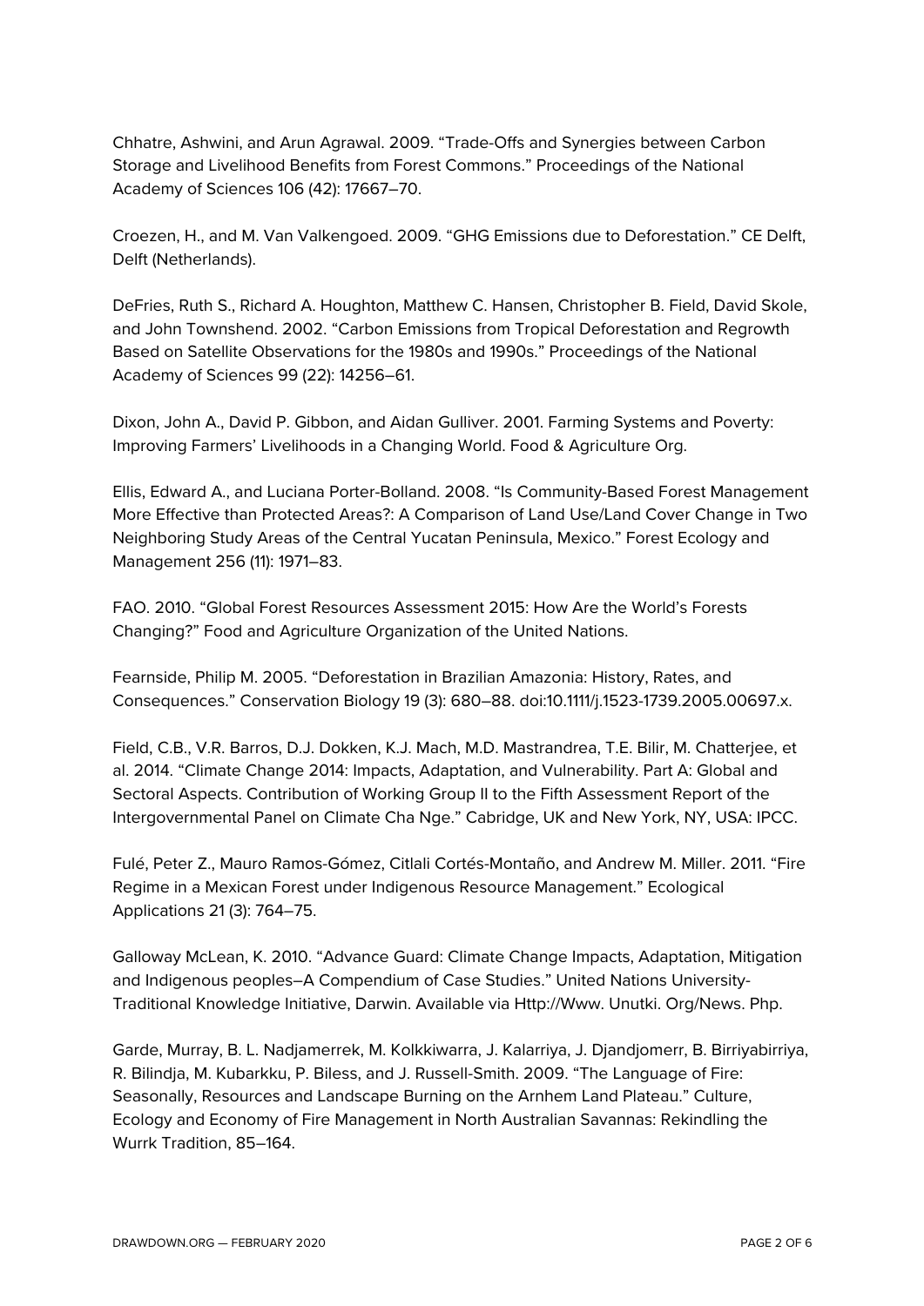Chhatre, Ashwini, and Arun Agrawal. 2009. "Trade-Offs and Synergies between Carbon Storage and Livelihood Benefits from Forest Commons." Proceedings of the National Academy of Sciences 106 (42): 17667–70.

Croezen, H., and M. Van Valkengoed. 2009. "GHG Emissions due to Deforestation." CE Delft, Delft (Netherlands).

DeFries, Ruth S., Richard A. Houghton, Matthew C. Hansen, Christopher B. Field, David Skole, and John Townshend. 2002. "Carbon Emissions from Tropical Deforestation and Regrowth Based on Satellite Observations for the 1980s and 1990s." Proceedings of the National Academy of Sciences 99 (22): 14256–61.

Dixon, John A., David P. Gibbon, and Aidan Gulliver. 2001. Farming Systems and Poverty: Improving Farmers' Livelihoods in a Changing World. Food & Agriculture Org.

Ellis, Edward A., and Luciana Porter-Bolland. 2008. "Is Community-Based Forest Management More Effective than Protected Areas?: A Comparison of Land Use/Land Cover Change in Two Neighboring Study Areas of the Central Yucatan Peninsula, Mexico." Forest Ecology and Management 256 (11): 1971–83.

FAO. 2010. "Global Forest Resources Assessment 2015: How Are the World's Forests Changing?" Food and Agriculture Organization of the United Nations.

Fearnside, Philip M. 2005. "Deforestation in Brazilian Amazonia: History, Rates, and Consequences." Conservation Biology 19 (3): 680–88. doi:10.1111/j.1523-1739.2005.00697.x.

Field, C.B., V.R. Barros, D.J. Dokken, K.J. Mach, M.D. Mastrandrea, T.E. Bilir, M. Chatterjee, et al. 2014. "Climate Change 2014: Impacts, Adaptation, and Vulnerability. Part A: Global and Sectoral Aspects. Contribution of Working Group II to the Fifth Assessment Report of the Intergovernmental Panel on Climate Cha Nge." Cabridge, UK and New York, NY, USA: IPCC.

Fulé, Peter Z., Mauro Ramos-Gómez, Citlali Cortés-Montaño, and Andrew M. Miller. 2011. "Fire Regime in a Mexican Forest under Indigenous Resource Management." Ecological Applications 21 (3): 764–75.

Galloway McLean, K. 2010. "Advance Guard: Climate Change Impacts, Adaptation, Mitigation and Indigenous peoples–A Compendium of Case Studies." United Nations University-Traditional Knowledge Initiative, Darwin. Available via Http://Www. Unutki. Org/News. Php.

Garde, Murray, B. L. Nadjamerrek, M. Kolkkiwarra, J. Kalarriya, J. Djandjomerr, B. Birriyabirriya, R. Bilindja, M. Kubarkku, P. Biless, and J. Russell-Smith. 2009. "The Language of Fire: Seasonally, Resources and Landscape Burning on the Arnhem Land Plateau." Culture, Ecology and Economy of Fire Management in North Australian Savannas: Rekindling the Wurrk Tradition, 85–164.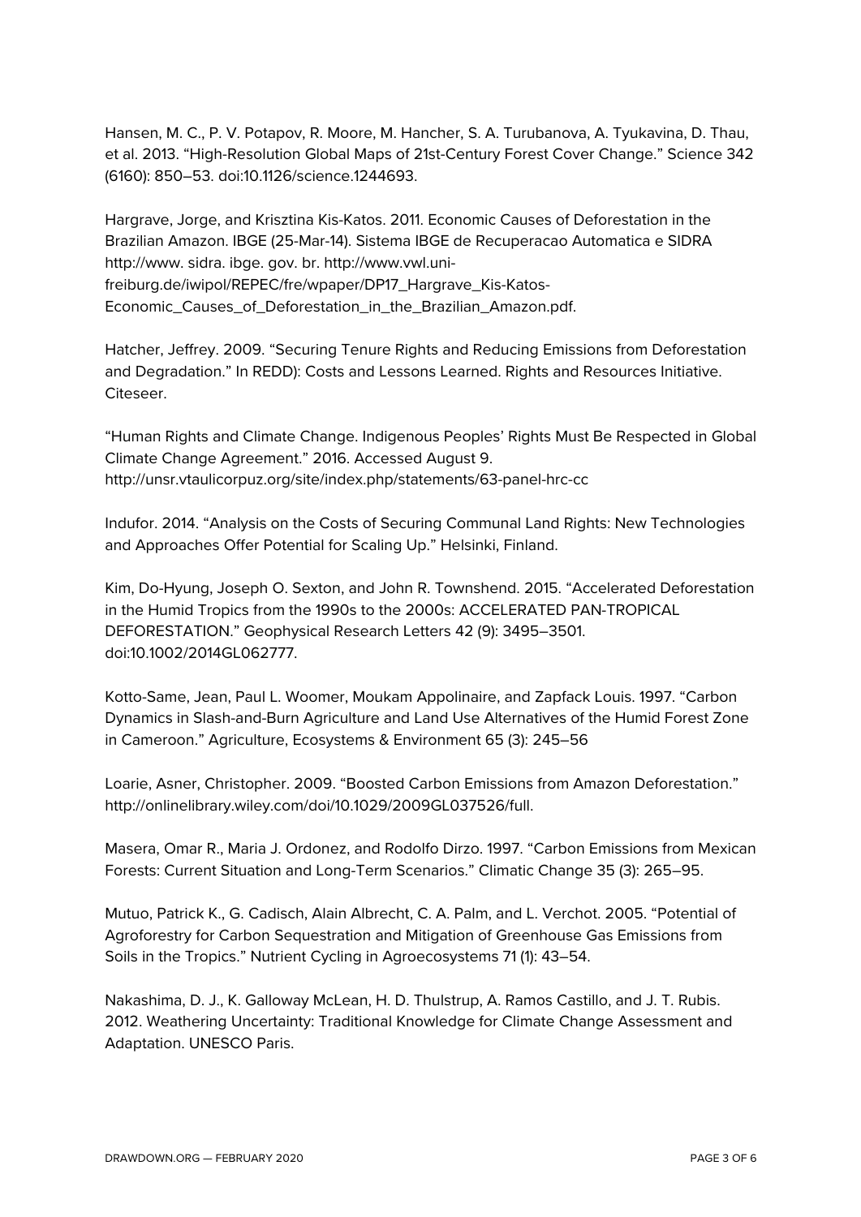Hansen, M. C., P. V. Potapov, R. Moore, M. Hancher, S. A. Turubanova, A. Tyukavina, D. Thau, et al. 2013. "High-Resolution Global Maps of 21st-Century Forest Cover Change." Science 342 (6160): 850–53. doi:10.1126/science.1244693.

Hargrave, Jorge, and Krisztina Kis-Katos. 2011. Economic Causes of Deforestation in the Brazilian Amazon. IBGE (25-Mar-14). Sistema IBGE de Recuperacao Automatica e SIDRA http://www. sidra. ibge. gov. br. http://www.vwl.uni-freiburg.de/iwipol/REPEC/fre/wpaper/DP17_Hargrave_Kis-Katos-Economic_Causes_of_Deforestation_in_the_Brazilian_Amazon.pdf.

Hatcher, Jeffrey. 2009. "Securing Tenure Rights and Reducing Emissions from Deforestation and Degradation." In REDD): Costs and Lessons Learned. Rights and Resources Initiative. Citeseer.

"Human Rights and Climate Change. Indigenous Peoples' Rights Must Be Respected in Global Climate Change Agreement." 2016. Accessed August 9. http://unsr.vtaulicorpuz.org/site/index.php/statements/63-panel-hrc-cc

Indufor. 2014. "Analysis on the Costs of Securing Communal Land Rights: New Technologies and Approaches Offer Potential for Scaling Up." Helsinki, Finland.

Kim, Do-Hyung, Joseph O. Sexton, and John R. Townshend. 2015. "Accelerated Deforestation in the Humid Tropics from the 1990s to the 2000s: ACCELERATED PAN-TROPICAL DEFORESTATION." Geophysical Research Letters 42 (9): 3495–3501. doi:10.1002/2014GL062777.

Kotto-Same, Jean, Paul L. Woomer, Moukam Appolinaire, and Zapfack Louis. 1997. "Carbon Dynamics in Slash-and-Burn Agriculture and Land Use Alternatives of the Humid Forest Zone in Cameroon." Agriculture, Ecosystems & Environment 65 (3): 245–56

Loarie, Asner, Christopher. 2009. "Boosted Carbon Emissions from Amazon Deforestation." http://onlinelibrary.wiley.com/doi/10.1029/2009GL037526/full.

Masera, Omar R., Maria J. Ordonez, and Rodolfo Dirzo. 1997. "Carbon Emissions from Mexican Forests: Current Situation and Long-Term Scenarios." Climatic Change 35 (3): 265–95.

Mutuo, Patrick K., G. Cadisch, Alain Albrecht, C. A. Palm, and L. Verchot. 2005. "Potential of Agroforestry for Carbon Sequestration and Mitigation of Greenhouse Gas Emissions from Soils in the Tropics." Nutrient Cycling in Agroecosystems 71 (1): 43–54.

Nakashima, D. J., K. Galloway McLean, H. D. Thulstrup, A. Ramos Castillo, and J. T. Rubis. 2012. Weathering Uncertainty: Traditional Knowledge for Climate Change Assessment and Adaptation. UNESCO Paris.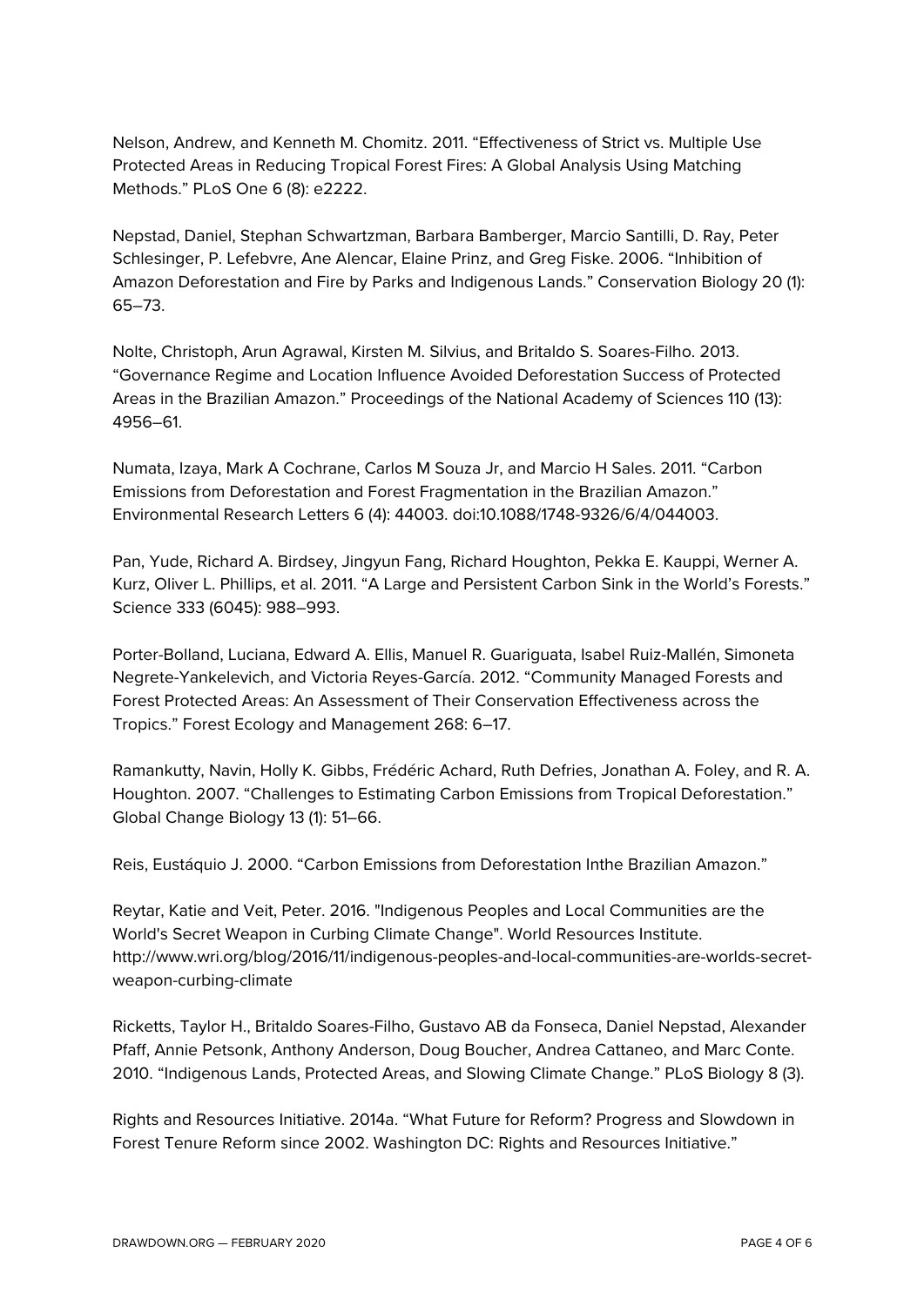Nelson, Andrew, and Kenneth M. Chomitz. 2011. "Effectiveness of Strict vs. Multiple Use Protected Areas in Reducing Tropical Forest Fires: A Global Analysis Using Matching Methods." PLoS One 6 (8): e2222.

Nepstad, Daniel, Stephan Schwartzman, Barbara Bamberger, Marcio Santilli, D. Ray, Peter Schlesinger, P. Lefebvre, Ane Alencar, Elaine Prinz, and Greg Fiske. 2006. "Inhibition of Amazon Deforestation and Fire by Parks and Indigenous Lands." Conservation Biology 20 (1): 65–73.

Nolte, Christoph, Arun Agrawal, Kirsten M. Silvius, and Britaldo S. Soares-Filho. 2013. "Governance Regime and Location Influence Avoided Deforestation Success of Protected Areas in the Brazilian Amazon." Proceedings of the National Academy of Sciences 110 (13): 4956–61.

Numata, Izaya, Mark A Cochrane, Carlos M Souza Jr, and Marcio H Sales. 2011. "Carbon Emissions from Deforestation and Forest Fragmentation in the Brazilian Amazon." Environmental Research Letters 6 (4): 44003. doi:10.1088/1748-9326/6/4/044003.

Pan, Yude, Richard A. Birdsey, Jingyun Fang, Richard Houghton, Pekka E. Kauppi, Werner A. Kurz, Oliver L. Phillips, et al. 2011. "A Large and Persistent Carbon Sink in the World's Forests." Science 333 (6045): 988–993.

Porter-Bolland, Luciana, Edward A. Ellis, Manuel R. Guariguata, Isabel Ruiz-Mallén, Simoneta Negrete-Yankelevich, and Victoria Reyes-García. 2012. "Community Managed Forests and Forest Protected Areas: An Assessment of Their Conservation Effectiveness across the Tropics." Forest Ecology and Management 268: 6–17.

Ramankutty, Navin, Holly K. Gibbs, Frédéric Achard, Ruth Defries, Jonathan A. Foley, and R. A. Houghton. 2007. "Challenges to Estimating Carbon Emissions from Tropical Deforestation." Global Change Biology 13 (1): 51–66.

Reis, Eustáquio J. 2000. "Carbon Emissions from Deforestation Inthe Brazilian Amazon."

Reytar, Katie and Veit, Peter. 2016. "Indigenous Peoples and Local Communities are the World's Secret Weapon in Curbing Climate Change". World Resources Institute. http://www.wri.org/blog/2016/11/indigenous-peoples-and-local-communities-are-worlds-secret-weapon-curbing-climate

Ricketts, Taylor H., Britaldo Soares-Filho, Gustavo AB da Fonseca, Daniel Nepstad, Alexander Pfaff, Annie Petsonk, Anthony Anderson, Doug Boucher, Andrea Cattaneo, and Marc Conte. 2010. "Indigenous Lands, Protected Areas, and Slowing Climate Change." PLoS Biology 8 (3).

Rights and Resources Initiative. 2014a. "What Future for Reform? Progress and Slowdown in Forest Tenure Reform since 2002. Washington DC: Rights and Resources Initiative."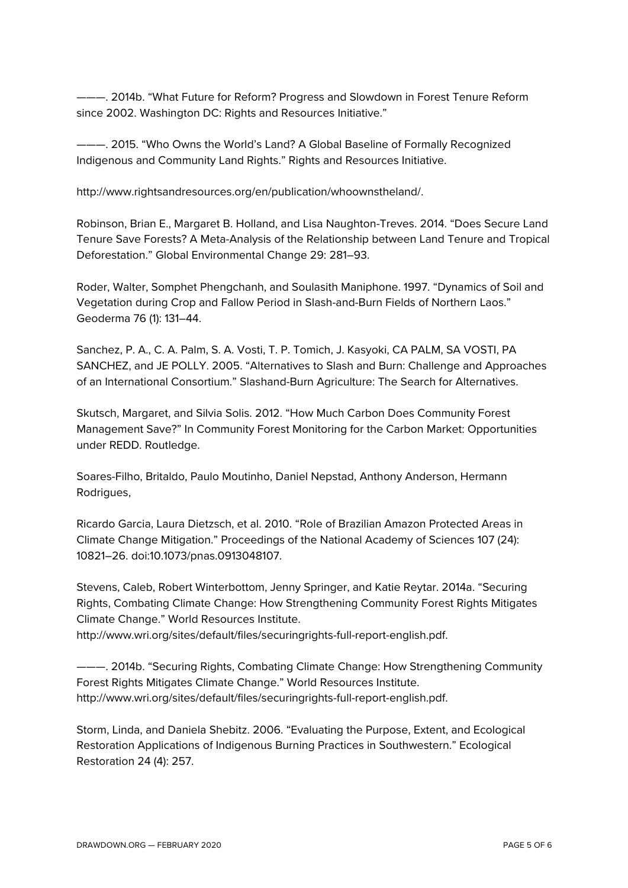———. 2014b. “What Future for Reform? Progress and Slowdown in Forest Tenure Reform since 2002. Washington DC: Rights and Resources Initiative.”

———. 2015. “Who Owns the World’s Land? A Global Baseline of Formally Recognized Indigenous and Community Land Rights.” Rights and Resources Initiative.

http://www.rightsandresources.org/en/publication/whoownstheland/.

Robinson, Brian E., Margaret B. Holland, and Lisa Naughton-Treves. 2014. “Does Secure Land Tenure Save Forests? A Meta-Analysis of the Relationship between Land Tenure and Tropical Deforestation.” Global Environmental Change 29: 281–93.

Roder, Walter, Somphet Phengchanh, and Soulasith Maniphone. 1997. “Dynamics of Soil and Vegetation during Crop and Fallow Period in Slash-and-Burn Fields of Northern Laos.” Geoderma 76 (1): 131–44.

Sanchez, P. A., C. A. Palm, S. A. Vosti, T. P. Tomich, J. Kasyoki, CA PALM, SA VOSTI, PA SANCHEZ, and JE POLLY. 2005. “Alternatives to Slash and Burn: Challenge and Approaches of an International Consortium.” Slashand-Burn Agriculture: The Search for Alternatives.

Skutsch, Margaret, and Silvia Solis. 2012. “How Much Carbon Does Community Forest Management Save?” In Community Forest Monitoring for the Carbon Market: Opportunities under REDD. Routledge.

Soares-Filho, Britaldo, Paulo Moutinho, Daniel Nepstad, Anthony Anderson, Hermann Rodrigues,

Ricardo Garcia, Laura Dietzsch, et al. 2010. “Role of Brazilian Amazon Protected Areas in Climate Change Mitigation.” Proceedings of the National Academy of Sciences 107 (24): 10821–26. doi:10.1073/pnas.0913048107.

Stevens, Caleb, Robert Winterbottom, Jenny Springer, and Katie Reytar. 2014a. “Securing Rights, Combating Climate Change: How Strengthening Community Forest Rights Mitigates Climate Change.” World Resources Institute. http://www.wri.org/sites/default/files/securingrights-full-report-english.pdf.

———. 2014b. “Securing Rights, Combating Climate Change: How Strengthening Community Forest Rights Mitigates Climate Change.” World Resources Institute. http://www.wri.org/sites/default/files/securingrights-full-report-english.pdf.

Storm, Linda, and Daniela Shebitz. 2006. “Evaluating the Purpose, Extent, and Ecological Restoration Applications of Indigenous Burning Practices in Southwestern.” Ecological Restoration 24 (4): 257.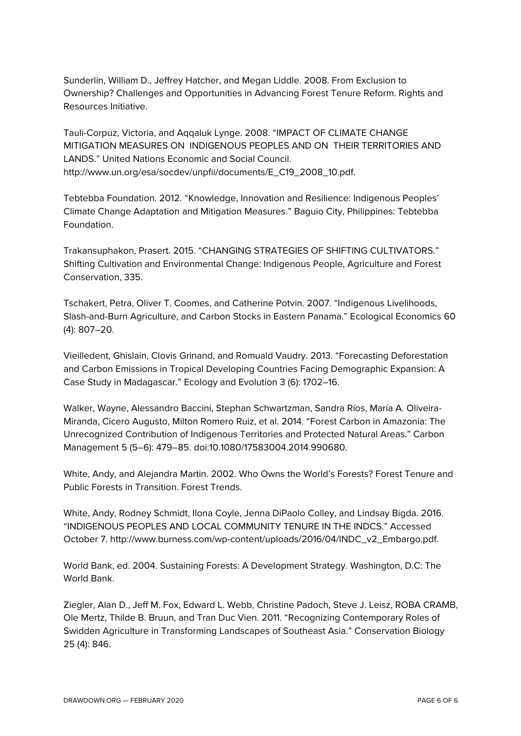Sunderlin, William D., Jeffrey Hatcher, and Megan Liddle. 2008. From Exclusion to Ownership? Challenges and Opportunities in Advancing Forest Tenure Reform. Rights and Resources Initiative.

Tauli-Corpuz, Victoria, and Aqqaluk Lynge. 2008. "IMPACT OF CLIMATE CHANGE MITIGATION MEASURES ON INDIGENOUS PEOPLES AND ON THEIR TERRITORIES AND LANDS." United Nations Economic and Social Council. http://www.un.org/esa/socdev/unpfii/documents/E_C19_2008_10.pdf.

Tebtebba Foundation. 2012. "Knowledge, Innovation and Resilience: Indigenous Peoples' Climate Change Adaptation and Mitigation Measures." Baguio City, Philippines: Tebtebba Foundation.

Trakansuphakon, Prasert. 2015. "CHANGING STRATEGIES OF SHIFTING CULTIVATORS." Shifting Cultivation and Environmental Change: Indigenous People, Agriculture and Forest Conservation, 335.

Tschakert, Petra, Oliver T. Coomes, and Catherine Potvin. 2007. "Indigenous Livelihoods, Slash-and-Burn Agriculture, and Carbon Stocks in Eastern Panama." Ecological Economics 60 (4): 807–20.

Vieilledent, Ghislain, Clovis Grinand, and Romuald Vaudry. 2013. "Forecasting Deforestation and Carbon Emissions in Tropical Developing Countries Facing Demographic Expansion: A Case Study in Madagascar." Ecology and Evolution 3 (6): 1702–16.

Walker, Wayne, Alessandro Baccini, Stephan Schwartzman, Sandra Ríos, María A. Oliveira-Miranda, Cicero Augusto, Milton Romero Ruiz, et al. 2014. "Forest Carbon in Amazonia: The Unrecognized Contribution of Indigenous Territories and Protected Natural Areas." Carbon Management 5 (5–6): 479–85. doi:10.1080/17583004.2014.990680.

White, Andy, and Alejandra Martin. 2002. Who Owns the World's Forests? Forest Tenure and Public Forests in Transition. Forest Trends.

White, Andy, Rodney Schmidt, Ilona Coyle, Jenna DiPaolo Colley, and Lindsay Bigda. 2016. "INDIGENOUS PEOPLES AND LOCAL COMMUNITY TENURE IN THE INDCS." Accessed October 7. http://www.burness.com/wp-content/uploads/2016/04/INDC_v2_Embargo.pdf.

World Bank, ed. 2004. Sustaining Forests: A Development Strategy. Washington, D.C: The World Bank.

Ziegler, Alan D., Jeff M. Fox, Edward L. Webb, Christine Padoch, Steve J. Leisz, ROBA CRAMB, Ole Mertz, Thilde B. Bruun, and Tran Duc Vien. 2011. "Recognizing Contemporary Roles of Swidden Agriculture in Transforming Landscapes of Southeast Asia." Conservation Biology 25 (4): 846.